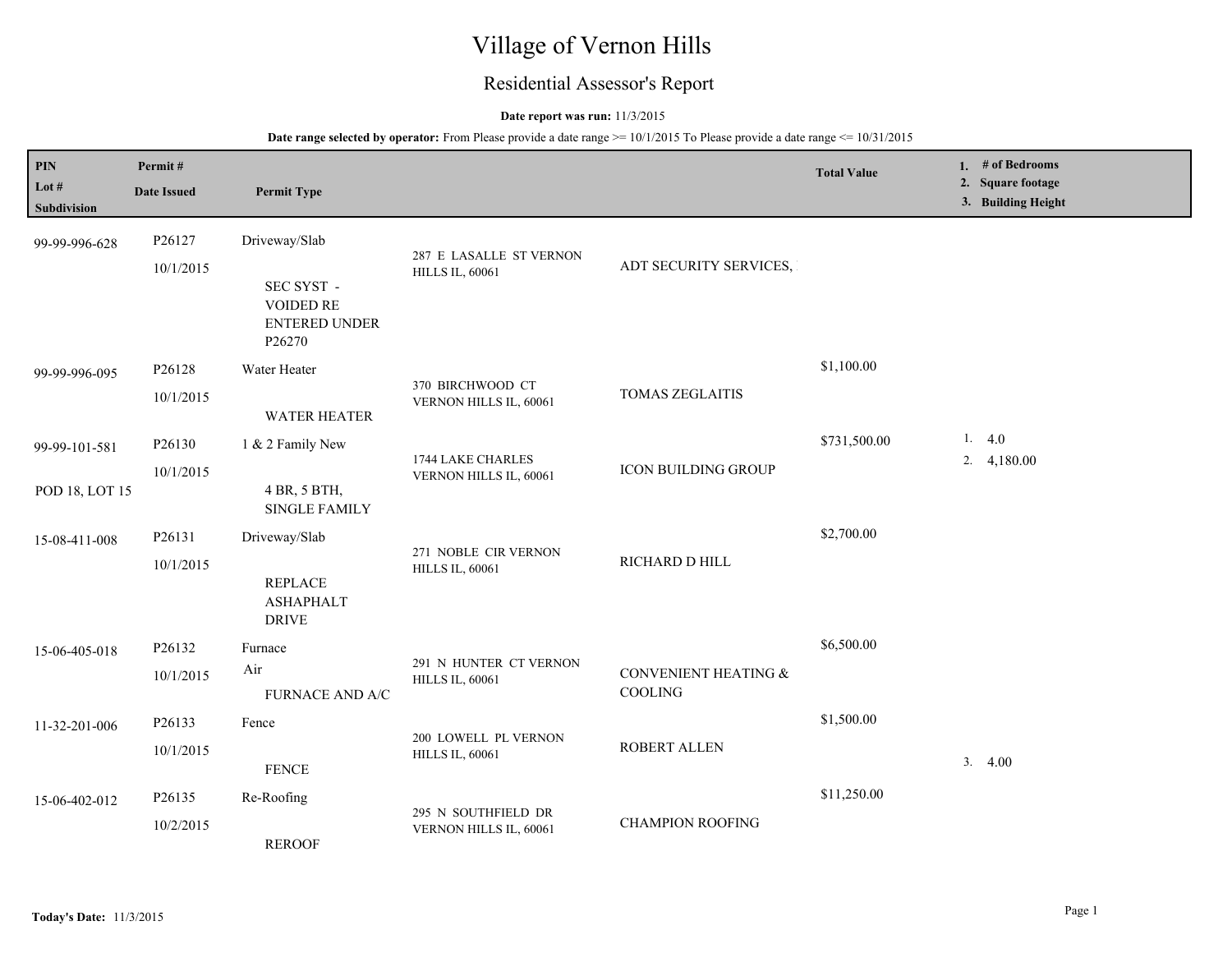# Village of Vernon Hills

## Residential Assessor's Report

**Date report was run:** 11/3/2015

**Date range selected by operator:** From Please provide a date range >= 10/1/2015 To Please provide a date range <= 10/31/2015

| PIN / Lot # / Subdivision | Permit # / Date Issued | Permit Type | Address | Contractor/Owner | Total Value | 1. # of Bedrooms 2. Square footage 3. Building Height |
|---|---|---|---|---|---|---|
| 99-99-996-628 | P26127 10/1/2015 | Driveway/Slab SEC SYST - VOIDED RE ENTERED UNDER P26270 | 287 E LASALLE ST VERNON HILLS IL, 60061 | ADT SECURITY SERVICES, | | |
| 99-99-996-095 | P26128 10/1/2015 | Water Heater WATER HEATER | 370 BIRCHWOOD CT VERNON HILLS IL, 60061 | TOMAS ZEGLAITIS | $1,100.00 | |
| 99-99-101-581 POD 18, LOT 15 | P26130 10/1/2015 | 1 & 2 Family New 4 BR, 5 BTH, SINGLE FAMILY | 1744 LAKE CHARLES VERNON HILLS IL, 60061 | ICON BUILDING GROUP | $731,500.00 | 1. 4.0 2. 4,180.00 |
| 15-08-411-008 | P26131 10/1/2015 | Driveway/Slab REPLACE ASHAPHALT DRIVE | 271 NOBLE CIR VERNON HILLS IL, 60061 | RICHARD D HILL | $2,700.00 | |
| 15-06-405-018 | P26132 10/1/2015 | Furnace Air FURNACE AND A/C | 291 N HUNTER CT VERNON HILLS IL, 60061 | CONVENIENT HEATING & COOLING | $6,500.00 | |
| 11-32-201-006 | P26133 10/1/2015 | Fence FENCE | 200 LOWELL PL VERNON HILLS IL, 60061 | ROBERT ALLEN | $1,500.00 | 3. 4.00 |
| 15-06-402-012 | P26135 10/2/2015 | Re-Roofing REROOF | 295 N SOUTHFIELD DR VERNON HILLS IL, 60061 | CHAMPION ROOFING | $11,250.00 | |

**Today's Date:** 11/3/2015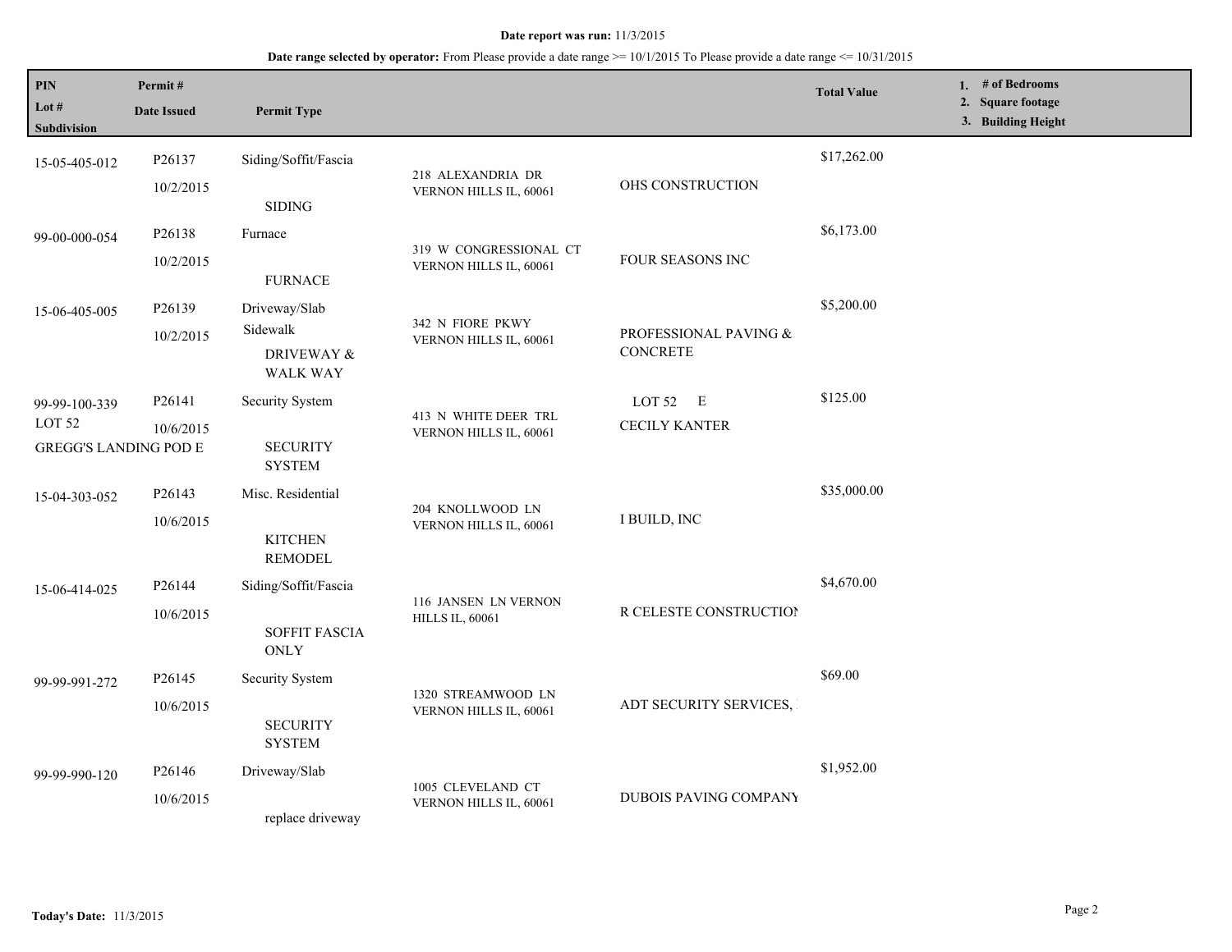**Date report was run:** 11/3/2015

**Date range selected by operator:** From Please provide a date range >= 10/1/2015 To Please provide a date range <= 10/31/2015

| PIN<br>Lot #<br>Subdivision | Permit #<br>Date Issued | Permit Type | | | Total Value | 1. # of Bedrooms<br>2. Square footage<br>3. Building Height |
|---|---|---|---|---|---|---|
| 15-05-405-012 | P26137<br>10/2/2015 | Siding/Soffit/Fascia<br>SIDING | 218 ALEXANDRIA DR VERNON HILLS IL, 60061 | OHS CONSTRUCTION | $17,262.00 | |
| 99-00-000-054 | P26138<br>10/2/2015 | Furnace<br>FURNACE | 319 W CONGRESSIONAL CT VERNON HILLS IL, 60061 | FOUR SEASONS INC | $6,173.00 | |
| 15-06-405-005 | P26139<br>10/2/2015 | Driveway/Slab<br>Sidewalk<br>DRIVEWAY & WALK WAY | 342 N FIORE PKWY VERNON HILLS IL, 60061 | PROFESSIONAL PAVING & CONCRETE | $5,200.00 | |
| 99-99-100-339<br>LOT 52<br>GREGG'S LANDING POD E | P26141<br>10/6/2015 | Security System<br>SECURITY SYSTEM | 413 N WHITE DEER TRL VERNON HILLS IL, 60061 | LOT 52 E<br>CECILY KANTER | $125.00 | |
| 15-04-303-052 | P26143<br>10/6/2015 | Misc. Residential<br>KITCHEN REMODEL | 204 KNOLLWOOD LN VERNON HILLS IL, 60061 | I BUILD, INC | $35,000.00 | |
| 15-06-414-025 | P26144<br>10/6/2015 | Siding/Soffit/Fascia<br>SOFFIT FASCIA ONLY | 116 JANSEN LN VERNON HILLS IL, 60061 | R CELESTE CONSTRUCTIO | $4,670.00 | |
| 99-99-991-272 | P26145<br>10/6/2015 | Security System<br>SECURITY SYSTEM | 1320 STREAMWOOD LN VERNON HILLS IL, 60061 | ADT SECURITY SERVICES, | $69.00 | |
| 99-99-990-120 | P26146<br>10/6/2015 | Driveway/Slab<br>replace driveway | 1005 CLEVELAND CT VERNON HILLS IL, 60061 | DUBOIS PAVING COMPANY | $1,952.00 | |

**Today's Date:** 11/3/2015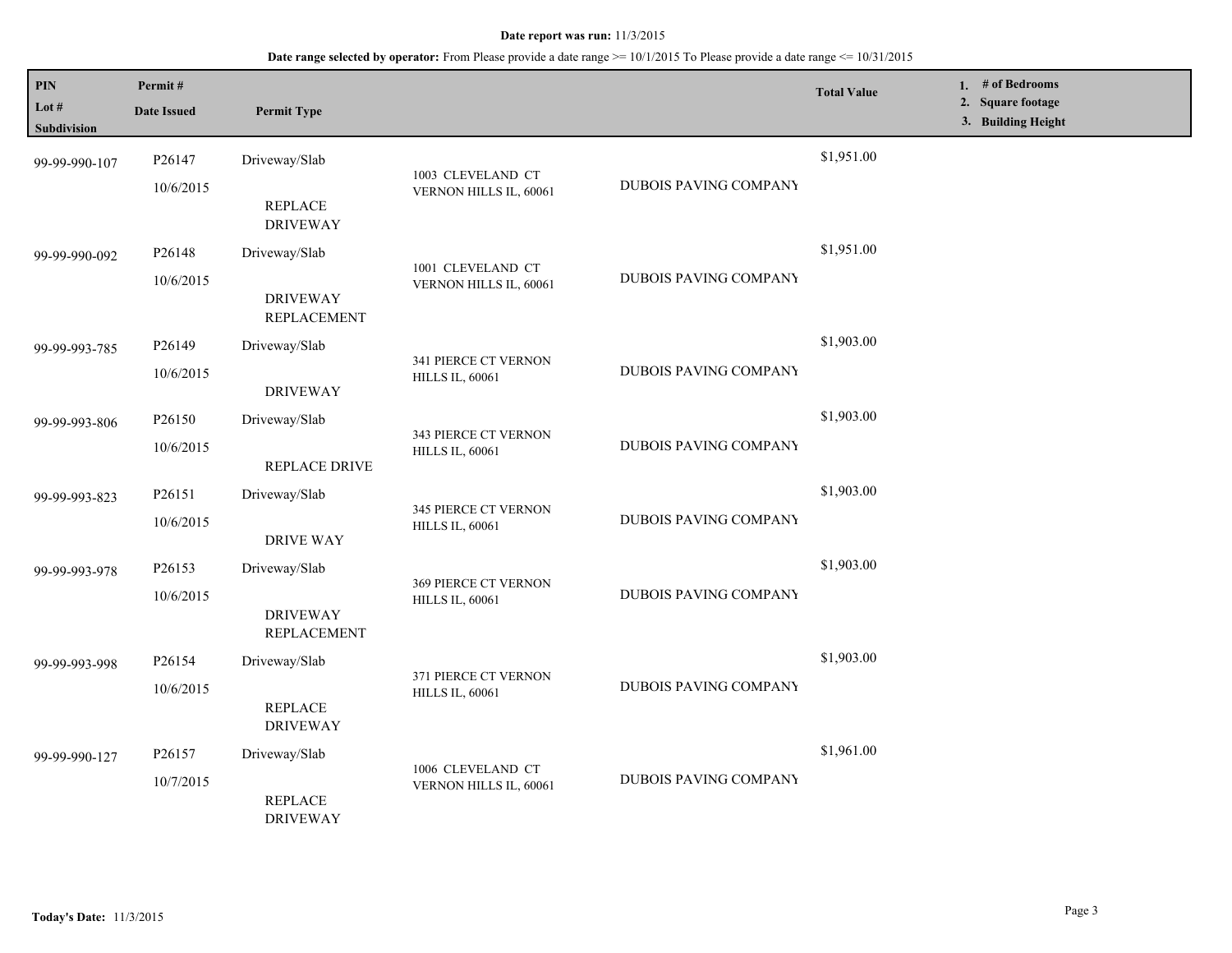**Date report was run:** 11/3/2015

**Date range selected by operator:** From Please provide a date range >= 10/1/2015 To Please provide a date range <= 10/31/2015

| PIN<br>Lot #<br>Subdivision | Permit #<br>Date Issued | Permit Type | | | Total Value | 1. # of Bedrooms<br>2. Square footage<br>3. Building Height |
|---|---|---|---|---|---|---|
| 99-99-990-107 | P26147<br>10/6/2015 | Driveway/Slab<br>REPLACE DRIVEWAY | 1003 CLEVELAND CT VERNON HILLS IL, 60061 | DUBOIS PAVING COMPANY | $1,951.00 | |
| 99-99-990-092 | P26148<br>10/6/2015 | Driveway/Slab<br>DRIVEWAY REPLACEMENT | 1001 CLEVELAND CT VERNON HILLS IL, 60061 | DUBOIS PAVING COMPANY | $1,951.00 | |
| 99-99-993-785 | P26149<br>10/6/2015 | Driveway/Slab<br>DRIVEWAY | 341 PIERCE CT VERNON HILLS IL, 60061 | DUBOIS PAVING COMPANY | $1,903.00 | |
| 99-99-993-806 | P26150<br>10/6/2015 | Driveway/Slab<br>REPLACE DRIVE | 343 PIERCE CT VERNON HILLS IL, 60061 | DUBOIS PAVING COMPANY | $1,903.00 | |
| 99-99-993-823 | P26151<br>10/6/2015 | Driveway/Slab<br>DRIVE WAY | 345 PIERCE CT VERNON HILLS IL, 60061 | DUBOIS PAVING COMPANY | $1,903.00 | |
| 99-99-993-978 | P26153<br>10/6/2015 | Driveway/Slab<br>DRIVEWAY REPLACEMENT | 369 PIERCE CT VERNON HILLS IL, 60061 | DUBOIS PAVING COMPANY | $1,903.00 | |
| 99-99-993-998 | P26154<br>10/6/2015 | Driveway/Slab<br>REPLACE DRIVEWAY | 371 PIERCE CT VERNON HILLS IL, 60061 | DUBOIS PAVING COMPANY | $1,903.00 | |
| 99-99-990-127 | P26157<br>10/7/2015 | Driveway/Slab<br>REPLACE DRIVEWAY | 1006 CLEVELAND CT VERNON HILLS IL, 60061 | DUBOIS PAVING COMPANY | $1,961.00 | |

**Today's Date:** 11/3/2015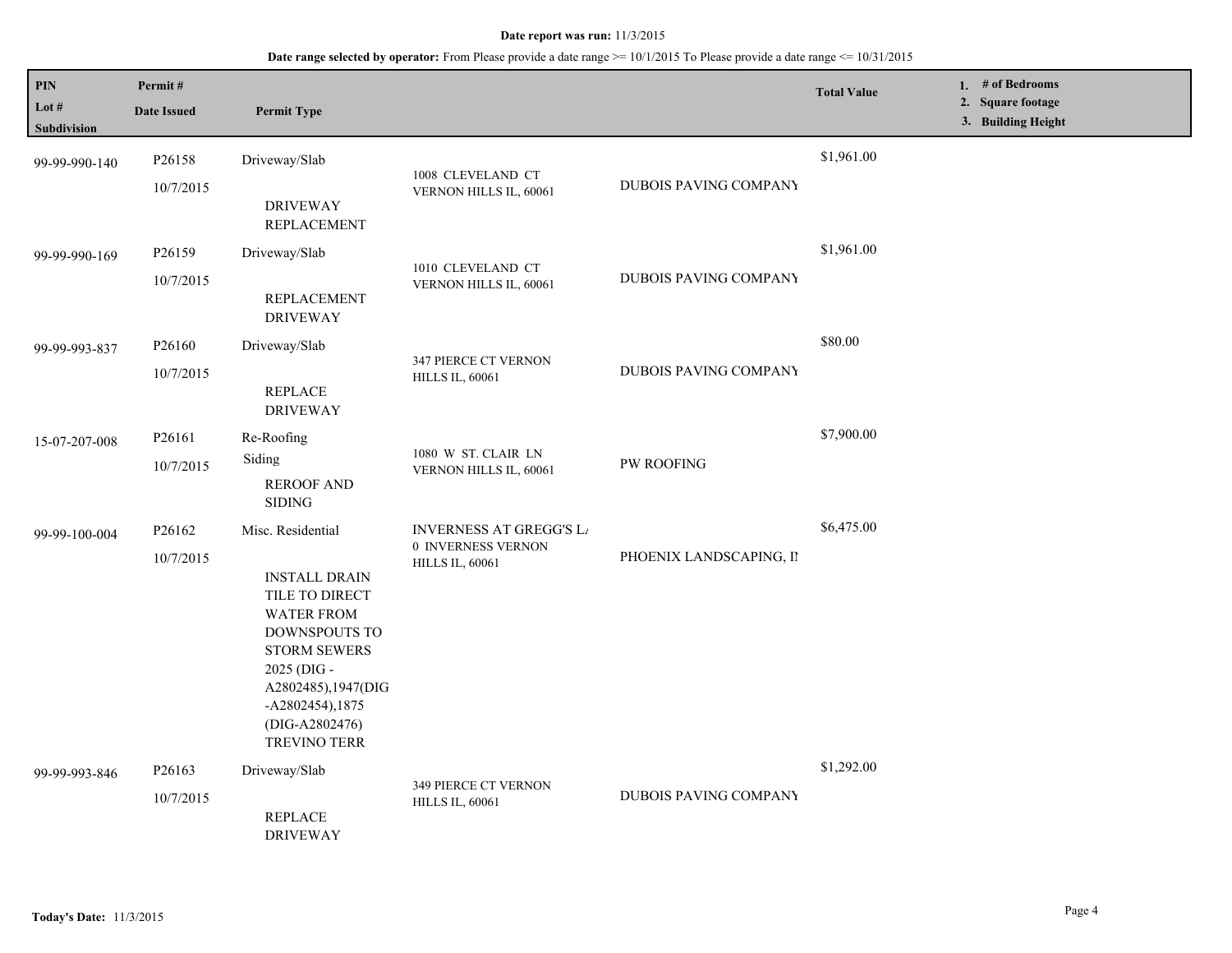**Date report was run:** 11/3/2015

**Date range selected by operator:** From Please provide a date range >= 10/1/2015 To Please provide a date range <= 10/31/2015

| PIN<br>Lot #<br>Subdivision | Permit #<br>Date Issued | Permit Type | | | Total Value | 1. # of Bedrooms<br>2. Square footage<br>3. Building Height |
|---|---|---|---|---|---|---|
| 99-99-990-140 | P26158<br>10/7/2015 | Driveway/Slab<br><br>DRIVEWAY REPLACEMENT | 1008 CLEVELAND CT VERNON HILLS IL, 60061 | DUBOIS PAVING COMPANY | $1,961.00 | |
| 99-99-990-169 | P26159<br>10/7/2015 | Driveway/Slab<br><br>REPLACEMENT DRIVEWAY | 1010 CLEVELAND CT VERNON HILLS IL, 60061 | DUBOIS PAVING COMPANY | $1,961.00 | |
| 99-99-993-837 | P26160<br>10/7/2015 | Driveway/Slab<br><br>REPLACE DRIVEWAY | 347 PIERCE CT VERNON HILLS IL, 60061 | DUBOIS PAVING COMPANY | $80.00 | |
| 15-07-207-008 | P26161<br>10/7/2015 | Re-Roofing<br>Siding<br><br>REROOF AND SIDING | 1080 W ST. CLAIR LN VERNON HILLS IL, 60061 | PW ROOFING | $7,900.00 | |
| 99-99-100-004 | P26162<br>10/7/2015 | Misc. Residential<br><br>INSTALL DRAIN TILE TO DIRECT WATER FROM DOWNSPOUTS TO STORM SEWERS 2025 (DIG - A2802485),1947(DIG -A2802454),1875 (DIG-A2802476) TREVINO TERR | INVERNESS AT GREGG'S L/<br>0 INVERNESS VERNON HILLS IL, 60061 | PHOENIX LANDSCAPING, II | $6,475.00 | |
| 99-99-993-846 | P26163<br>10/7/2015 | Driveway/Slab<br><br>REPLACE DRIVEWAY | 349 PIERCE CT VERNON HILLS IL, 60061 | DUBOIS PAVING COMPANY | $1,292.00 | |

**Today's Date:** 11/3/2015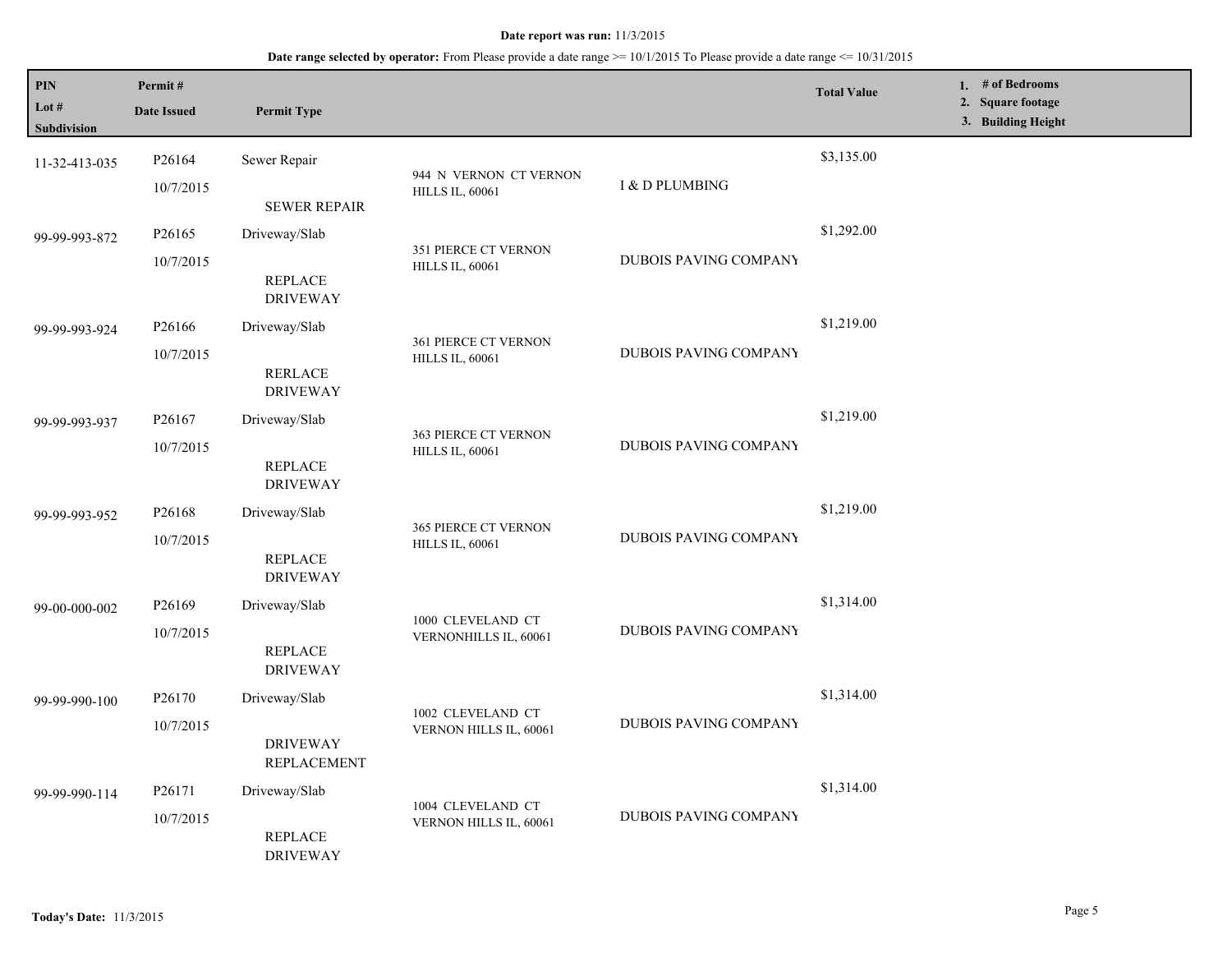**Date report was run:** 11/3/2015

**Date range selected by operator:** From Please provide a date range >= 10/1/2015 To Please provide a date range <= 10/31/2015

| PIN<br>Lot #<br>Subdivision | Permit #<br>Date Issued | Permit Type | | | Total Value | 1. # of Bedrooms<br>2. Square footage<br>3. Building Height |
|---|---|---|---|---|---|---|
| 11-32-413-035 | P26164<br>10/7/2015 | Sewer Repair<br>SEWER REPAIR | 944 N VERNON CT VERNON HILLS IL, 60061 | I & D PLUMBING | $3,135.00 | |
| 99-99-993-872 | P26165<br>10/7/2015 | Driveway/Slab<br>REPLACE DRIVEWAY | 351 PIERCE CT VERNON HILLS IL, 60061 | DUBOIS PAVING COMPANY | $1,292.00 | |
| 99-99-993-924 | P26166<br>10/7/2015 | Driveway/Slab<br>RERLACE DRIVEWAY | 361 PIERCE CT VERNON HILLS IL, 60061 | DUBOIS PAVING COMPANY | $1,219.00 | |
| 99-99-993-937 | P26167<br>10/7/2015 | Driveway/Slab<br>REPLACE DRIVEWAY | 363 PIERCE CT VERNON HILLS IL, 60061 | DUBOIS PAVING COMPANY | $1,219.00 | |
| 99-99-993-952 | P26168<br>10/7/2015 | Driveway/Slab<br>REPLACE DRIVEWAY | 365 PIERCE CT VERNON HILLS IL, 60061 | DUBOIS PAVING COMPANY | $1,219.00 | |
| 99-00-000-002 | P26169<br>10/7/2015 | Driveway/Slab<br>REPLACE DRIVEWAY | 1000 CLEVELAND CT VERNONHILLS IL, 60061 | DUBOIS PAVING COMPANY | $1,314.00 | |
| 99-99-990-100 | P26170<br>10/7/2015 | Driveway/Slab<br>DRIVEWAY REPLACEMENT | 1002 CLEVELAND CT VERNON HILLS IL, 60061 | DUBOIS PAVING COMPANY | $1,314.00 | |
| 99-99-990-114 | P26171<br>10/7/2015 | Driveway/Slab<br>REPLACE DRIVEWAY | 1004 CLEVELAND CT VERNON HILLS IL, 60061 | DUBOIS PAVING COMPANY | $1,314.00 | |

**Today's Date:** 11/3/2015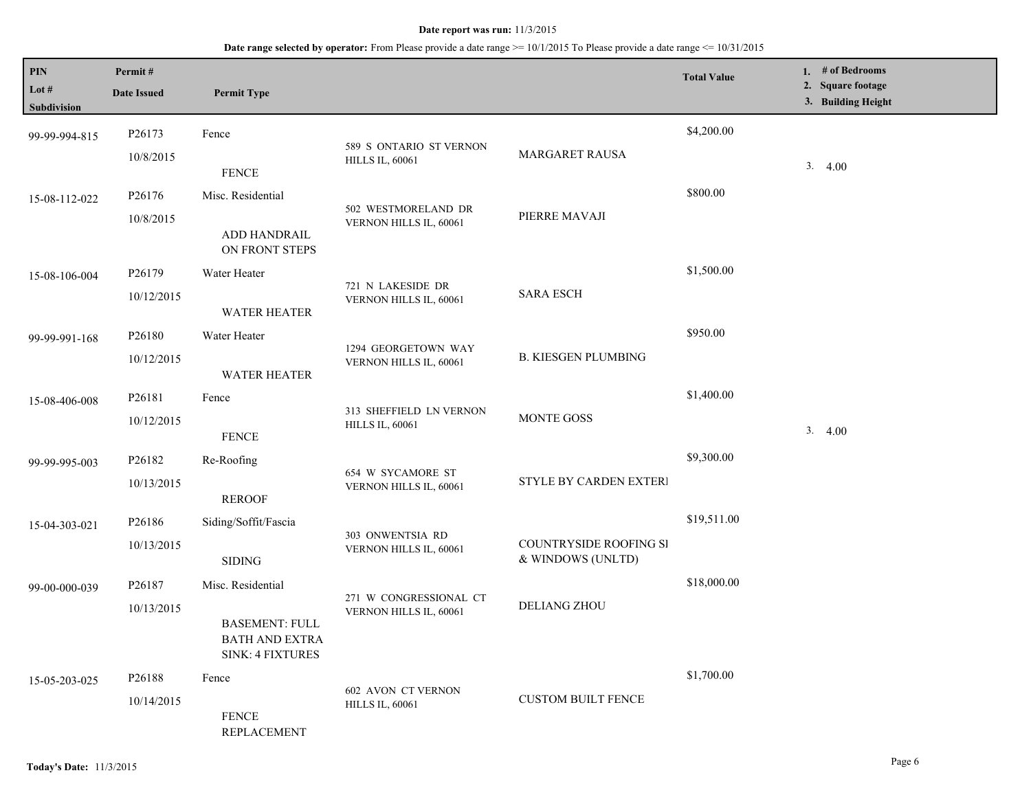**Date report was run:** 11/3/2015

**Date range selected by operator:** From Please provide a date range >= 10/1/2015 To Please provide a date range <= 10/31/2015

| PIN<br>Lot #<br>Subdivision | Permit #<br>Date Issued | Permit Type | | | Total Value | 1. # of Bedrooms<br>2. Square footage<br>3. Building Height |
|---|---|---|---|---|---|---|
| 99-99-994-815 | P26173<br>10/8/2015 | Fence<br>FENCE | 589 S ONTARIO ST VERNON HILLS IL, 60061 | MARGARET RAUSA | $4,200.00 | 3. 4.00 |
| 15-08-112-022 | P26176<br>10/8/2015 | Misc. Residential<br>ADD HANDRAIL ON FRONT STEPS | 502 WESTMORELAND DR VERNON HILLS IL, 60061 | PIERRE MAVAJI | $800.00 | |
| 15-08-106-004 | P26179<br>10/12/2015 | Water Heater<br>WATER HEATER | 721 N LAKESIDE DR VERNON HILLS IL, 60061 | SARA ESCH | $1,500.00 | |
| 99-99-991-168 | P26180<br>10/12/2015 | Water Heater<br>WATER HEATER | 1294 GEORGETOWN WAY VERNON HILLS IL, 60061 | B. KIESGEN PLUMBING | $950.00 | |
| 15-08-406-008 | P26181<br>10/12/2015 | Fence<br>FENCE | 313 SHEFFIELD LN VERNON HILLS IL, 60061 | MONTE GOSS | $1,400.00 | 3. 4.00 |
| 99-99-995-003 | P26182<br>10/13/2015 | Re-Roofing<br>REROOF | 654 W SYCAMORE ST VERNON HILLS IL, 60061 | STYLE BY CARDEN EXTERI | $9,300.00 | |
| 15-04-303-021 | P26186<br>10/13/2015 | Siding/Soffit/Fascia<br>SIDING | 303 ONWENTSIA RD VERNON HILLS IL, 60061 | COUNTRYSIDE ROOFING SI & WINDOWS (UNLTD) | $19,511.00 | |
| 99-00-000-039 | P26187<br>10/13/2015 | Misc. Residential<br>BASEMENT: FULL BATH AND EXTRA SINK: 4 FIXTURES | 271 W CONGRESSIONAL CT VERNON HILLS IL, 60061 | DELIANG ZHOU | $18,000.00 | |
| 15-05-203-025 | P26188<br>10/14/2015 | Fence<br>FENCE REPLACEMENT | 602 AVON CT VERNON HILLS IL, 60061 | CUSTOM BUILT FENCE | $1,700.00 | |

**Today's Date:** 11/3/2015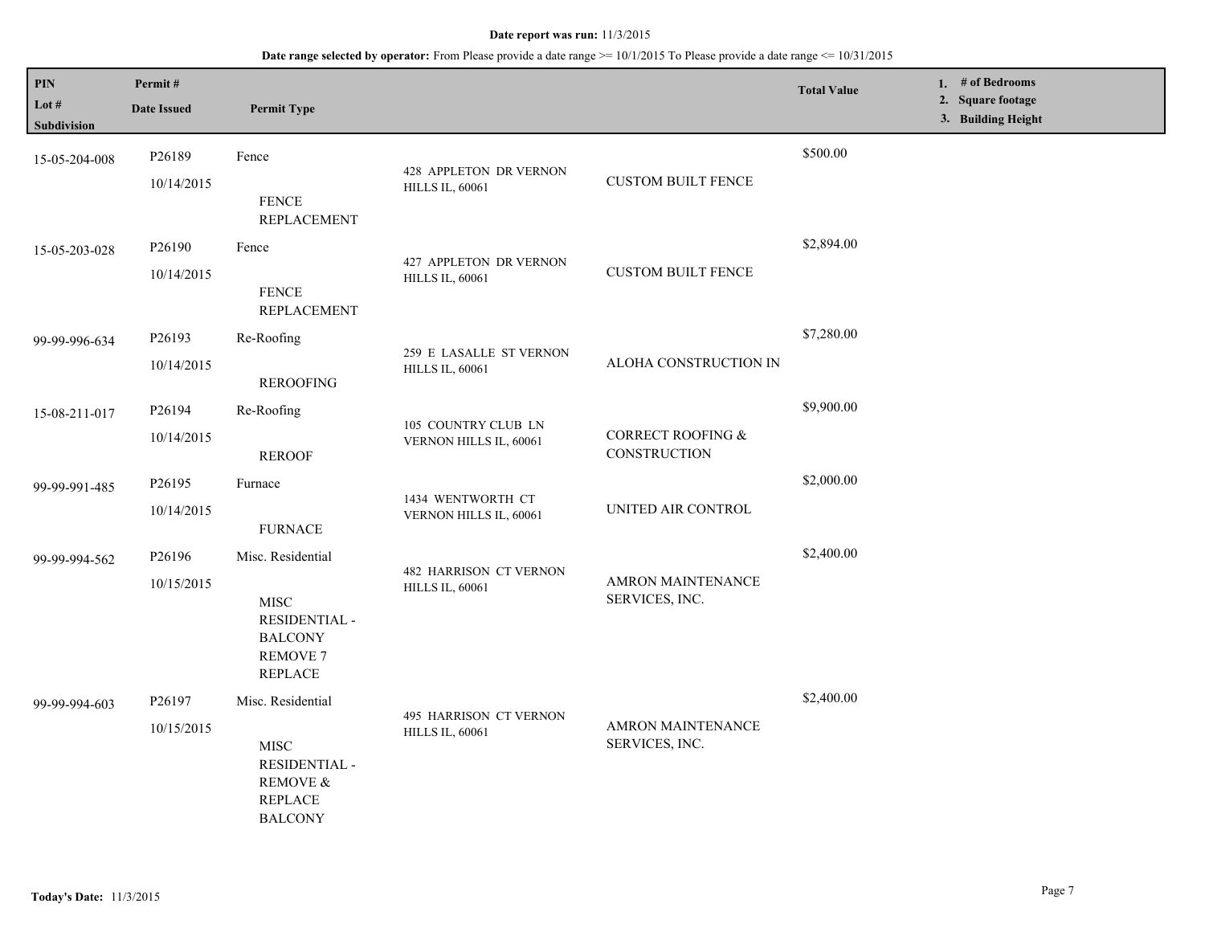**Date report was run:** 11/3/2015

**Date range selected by operator:** From Please provide a date range >= 10/1/2015 To Please provide a date range <= 10/31/2015

| PIN<br>Lot #<br>Subdivision | Permit #<br>Date Issued | Permit Type | | | Total Value | 1. # of Bedrooms<br>2. Square footage<br>3. Building Height |
|---|---|---|---|---|---|---|
| 15-05-204-008 | P26189<br>10/14/2015 | Fence<br>FENCE REPLACEMENT | 428 APPLETON DR VERNON HILLS IL, 60061 | CUSTOM BUILT FENCE | $500.00 | |
| 15-05-203-028 | P26190<br>10/14/2015 | Fence<br>FENCE REPLACEMENT | 427 APPLETON DR VERNON HILLS IL, 60061 | CUSTOM BUILT FENCE | $2,894.00 | |
| 99-99-996-634 | P26193<br>10/14/2015 | Re-Roofing<br>REROOFING | 259 E LASALLE ST VERNON HILLS IL, 60061 | ALOHA CONSTRUCTION IN | $7,280.00 | |
| 15-08-211-017 | P26194<br>10/14/2015 | Re-Roofing<br>REROOF | 105 COUNTRY CLUB LN VERNON HILLS IL, 60061 | CORRECT ROOFING & CONSTRUCTION | $9,900.00 | |
| 99-99-991-485 | P26195<br>10/14/2015 | Furnace<br>FURNACE | 1434 WENTWORTH CT VERNON HILLS IL, 60061 | UNITED AIR CONTROL | $2,000.00 | |
| 99-99-994-562 | P26196<br>10/15/2015 | Misc. Residential<br>MISC RESIDENTIAL - BALCONY REMOVE 7 REPLACE | 482 HARRISON CT VERNON HILLS IL, 60061 | AMRON MAINTENANCE SERVICES, INC. | $2,400.00 | |
| 99-99-994-603 | P26197<br>10/15/2015 | Misc. Residential<br>MISC RESIDENTIAL - REMOVE & REPLACE BALCONY | 495 HARRISON CT VERNON HILLS IL, 60061 | AMRON MAINTENANCE SERVICES, INC. | $2,400.00 | |

**Today's Date:** 11/3/2015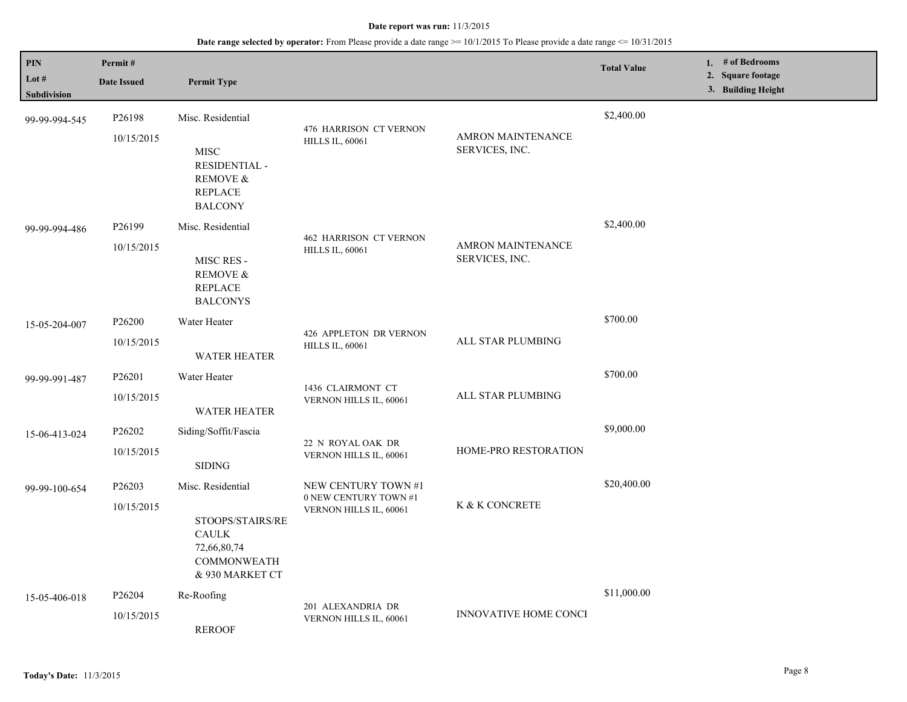**Date report was run:** 11/3/2015

**Date range selected by operator:** From Please provide a date range >= 10/1/2015 To Please provide a date range <= 10/31/2015

| PIN / Lot # / Subdivision | Permit # / Date Issued | Permit Type | | | Total Value | 1. # of Bedrooms 2. Square footage 3. Building Height |
|---|---|---|---|---|---|---|
| 99-99-994-545 | P26198 10/15/2015 | Misc. Residential MISC RESIDENTIAL - REMOVE & REPLACE BALCONY | 476 HARRISON CT VERNON HILLS IL, 60061 | AMRON MAINTENANCE SERVICES, INC. | $2,400.00 | |
| 99-99-994-486 | P26199 10/15/2015 | Misc. Residential MISC RES - REMOVE & REPLACE BALCONYS | 462 HARRISON CT VERNON HILLS IL, 60061 | AMRON MAINTENANCE SERVICES, INC. | $2,400.00 | |
| 15-05-204-007 | P26200 10/15/2015 | Water Heater WATER HEATER | 426 APPLETON DR VERNON HILLS IL, 60061 | ALL STAR PLUMBING | $700.00 | |
| 99-99-991-487 | P26201 10/15/2015 | Water Heater WATER HEATER | 1436 CLAIRMONT CT VERNON HILLS IL, 60061 | ALL STAR PLUMBING | $700.00 | |
| 15-06-413-024 | P26202 10/15/2015 | Siding/Soffit/Fascia SIDING | 22 N ROYAL OAK DR VERNON HILLS IL, 60061 | HOME-PRO RESTORATION | $9,000.00 | |
| 99-99-100-654 | P26203 10/15/2015 | Misc. Residential STOOPS/STAIRS/RE CAULK 72,66,80,74 COMMONWEATH & 930 MARKET CT | NEW CENTURY TOWN #1 0 NEW CENTURY TOWN #1 VERNON HILLS IL, 60061 | K & K CONCRETE | $20,400.00 | |
| 15-05-406-018 | P26204 10/15/2015 | Re-Roofing REROOF | 201 ALEXANDRIA DR VERNON HILLS IL, 60061 | INNOVATIVE HOME CONCI | $11,000.00 | |

**Today's Date:** 11/3/2015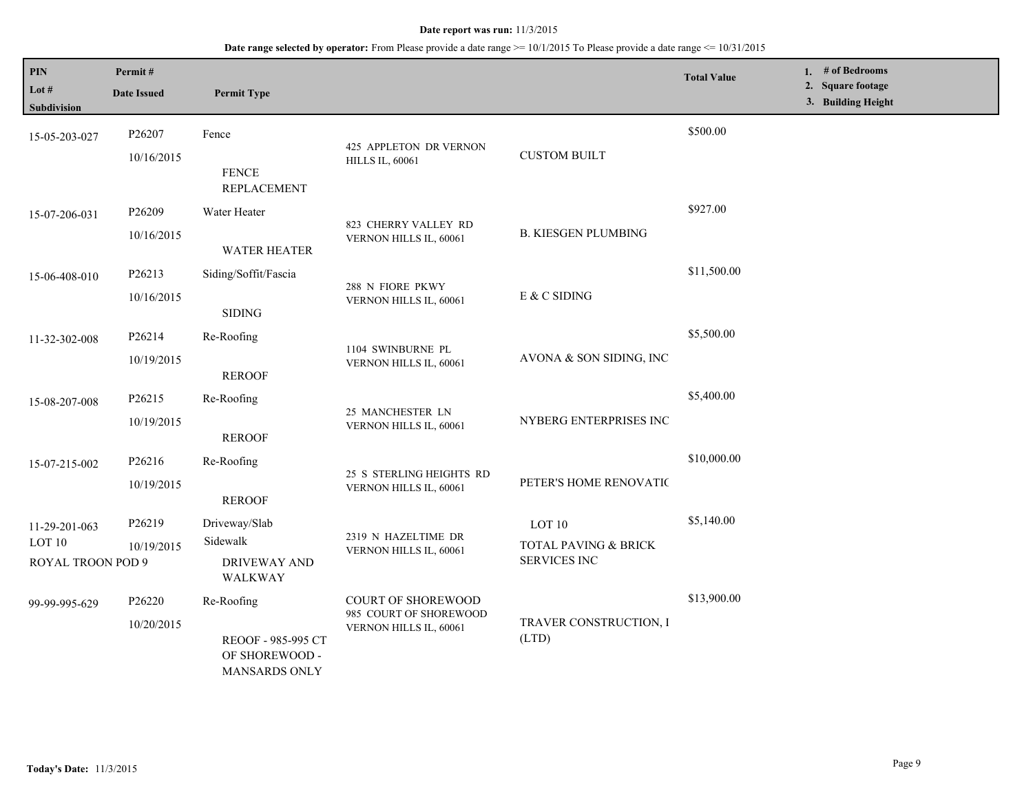**Date report was run:** 11/3/2015

**Date range selected by operator:** From Please provide a date range >= 10/1/2015 To Please provide a date range <= 10/31/2015

| PIN<br>Lot #<br>Subdivision | Permit #<br>Date Issued | Permit Type | | | Total Value | 1. # of Bedrooms<br>2. Square footage<br>3. Building Height |
|---|---|---|---|---|---|---|
| 15-05-203-027 | P26207<br>10/16/2015 | Fence<br>FENCE REPLACEMENT | 425 APPLETON DR VERNON HILLS IL, 60061 | CUSTOM BUILT | $500.00 | |
| 15-07-206-031 | P26209<br>10/16/2015 | Water Heater<br>WATER HEATER | 823 CHERRY VALLEY RD VERNON HILLS IL, 60061 | B. KIESGEN PLUMBING | $927.00 | |
| 15-06-408-010 | P26213<br>10/16/2015 | Siding/Soffit/Fascia<br>SIDING | 288 N FIORE PKWY VERNON HILLS IL, 60061 | E & C SIDING | $11,500.00 | |
| 11-32-302-008 | P26214<br>10/19/2015 | Re-Roofing<br>REROOF | 1104 SWINBURNE PL VERNON HILLS IL, 60061 | AVONA & SON SIDING, INC | $5,500.00 | |
| 15-08-207-008 | P26215<br>10/19/2015 | Re-Roofing<br>REROOF | 25 MANCHESTER LN VERNON HILLS IL, 60061 | NYBERG ENTERPRISES INC | $5,400.00 | |
| 15-07-215-002 | P26216<br>10/19/2015 | Re-Roofing<br>REROOF | 25 S STERLING HEIGHTS RD VERNON HILLS IL, 60061 | PETER'S HOME RENOVATIC | $10,000.00 | |
| 11-29-201-063<br>LOT 10<br>ROYAL TROON POD 9 | P26219<br>10/19/2015 | Driveway/Slab<br>Sidewalk<br>DRIVEWAY AND WALKWAY | 2319 N HAZELTIME DR VERNON HILLS IL, 60061 | LOT 10<br>TOTAL PAVING & BRICK SERVICES INC | $5,140.00 | |
| 99-99-995-629 | P26220<br>10/20/2015 | Re-Roofing<br>REOOF - 985-995 CT OF SHOREWOOD - MANSARDS ONLY | COURT OF SHOREWOOD<br>985 COURT OF SHOREWOOD VERNON HILLS IL, 60061 | TRAVER CONSTRUCTION, I (LTD) | $13,900.00 | |

**Today's Date:** 11/3/2015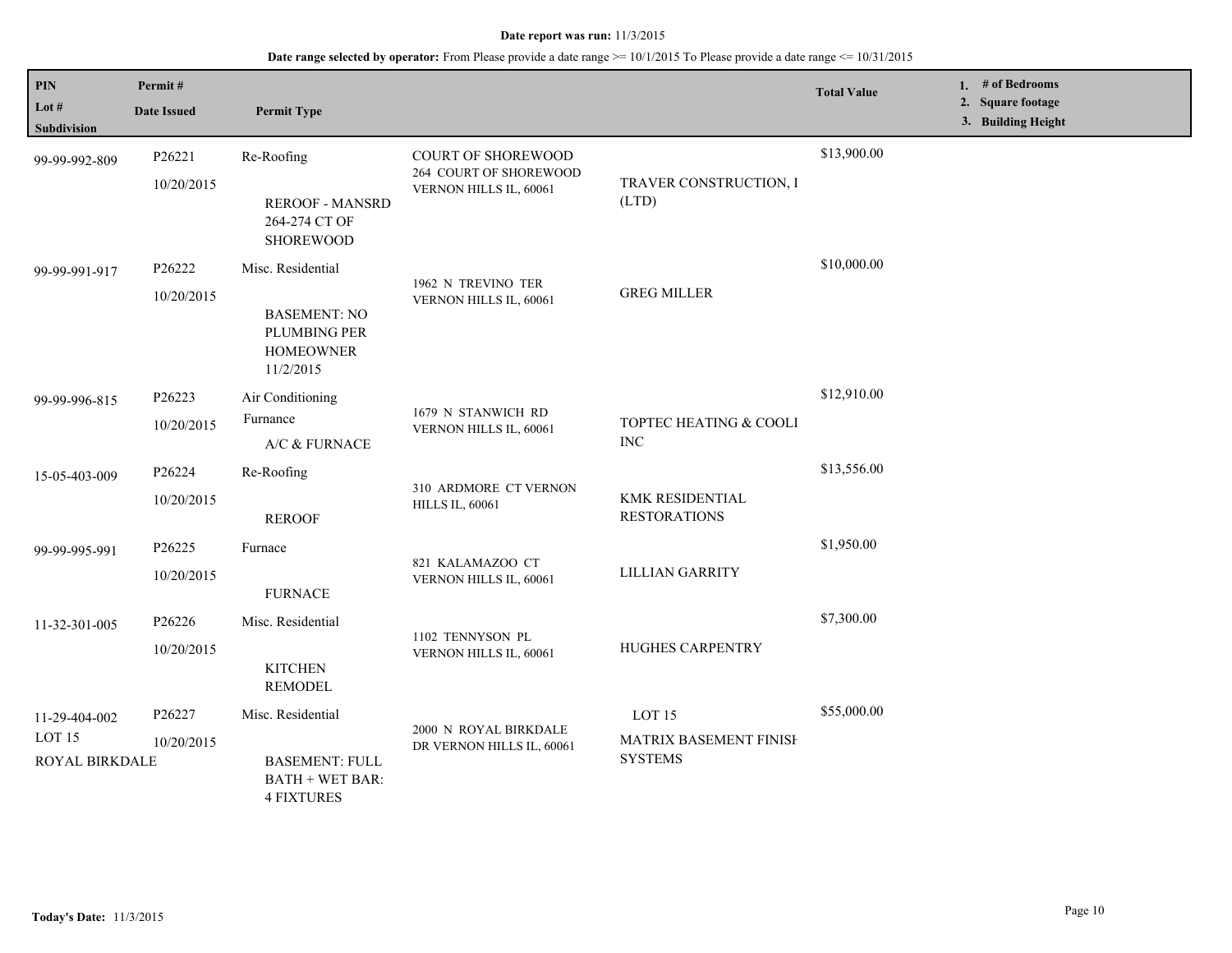**Date report was run:** 11/3/2015

**Date range selected by operator:** From Please provide a date range >= 10/1/2015 To Please provide a date range <= 10/31/2015

| PIN<br>Lot #<br>Subdivision | Permit #<br>Date Issued | Permit Type | | | Total Value | 1. # of Bedrooms<br>2. Square footage<br>3. Building Height |
|---|---|---|---|---|---|---|
| 99-99-992-809 | P26221<br>10/20/2015 | Re-Roofing<br>REROOF - MANSRD 264-274 CT OF SHOREWOOD | COURT OF SHOREWOOD<br>264 COURT OF SHOREWOOD VERNON HILLS IL, 60061 | TRAVER CONSTRUCTION, I (LTD) | $13,900.00 | |
| 99-99-991-917 | P26222<br>10/20/2015 | Misc. Residential<br>BASEMENT: NO PLUMBING PER HOMEOWNER 11/2/2015 | 1962 N TREVINO TER VERNON HILLS IL, 60061 | GREG MILLER | $10,000.00 | |
| 99-99-996-815 | P26223<br>10/20/2015 | Air Conditioning<br>Furnance<br>A/C & FURNACE | 1679 N STANWICH RD VERNON HILLS IL, 60061 | TOPTEC HEATING & COOLI INC | $12,910.00 | |
| 15-05-403-009 | P26224<br>10/20/2015 | Re-Roofing<br>REROOF | 310 ARDMORE CT VERNON HILLS IL, 60061 | KMK RESIDENTIAL RESTORATIONS | $13,556.00 | |
| 99-99-995-991 | P26225<br>10/20/2015 | Furnace<br>FURNACE | 821 KALAMAZOO CT VERNON HILLS IL, 60061 | LILLIAN GARRITY | $1,950.00 | |
| 11-32-301-005 | P26226<br>10/20/2015 | Misc. Residential<br>KITCHEN REMODEL | 1102 TENNYSON PL VERNON HILLS IL, 60061 | HUGHES CARPENTRY | $7,300.00 | |
| 11-29-404-002<br>LOT 15<br>ROYAL BIRKDALE | P26227<br>10/20/2015 | Misc. Residential<br>BASEMENT: FULL BATH + WET BAR: 4 FIXTURES | 2000 N ROYAL BIRKDALE DR VERNON HILLS IL, 60061 | LOT 15<br>MATRIX BASEMENT FINISH SYSTEMS | $55,000.00 | |

**Today's Date:** 11/3/2015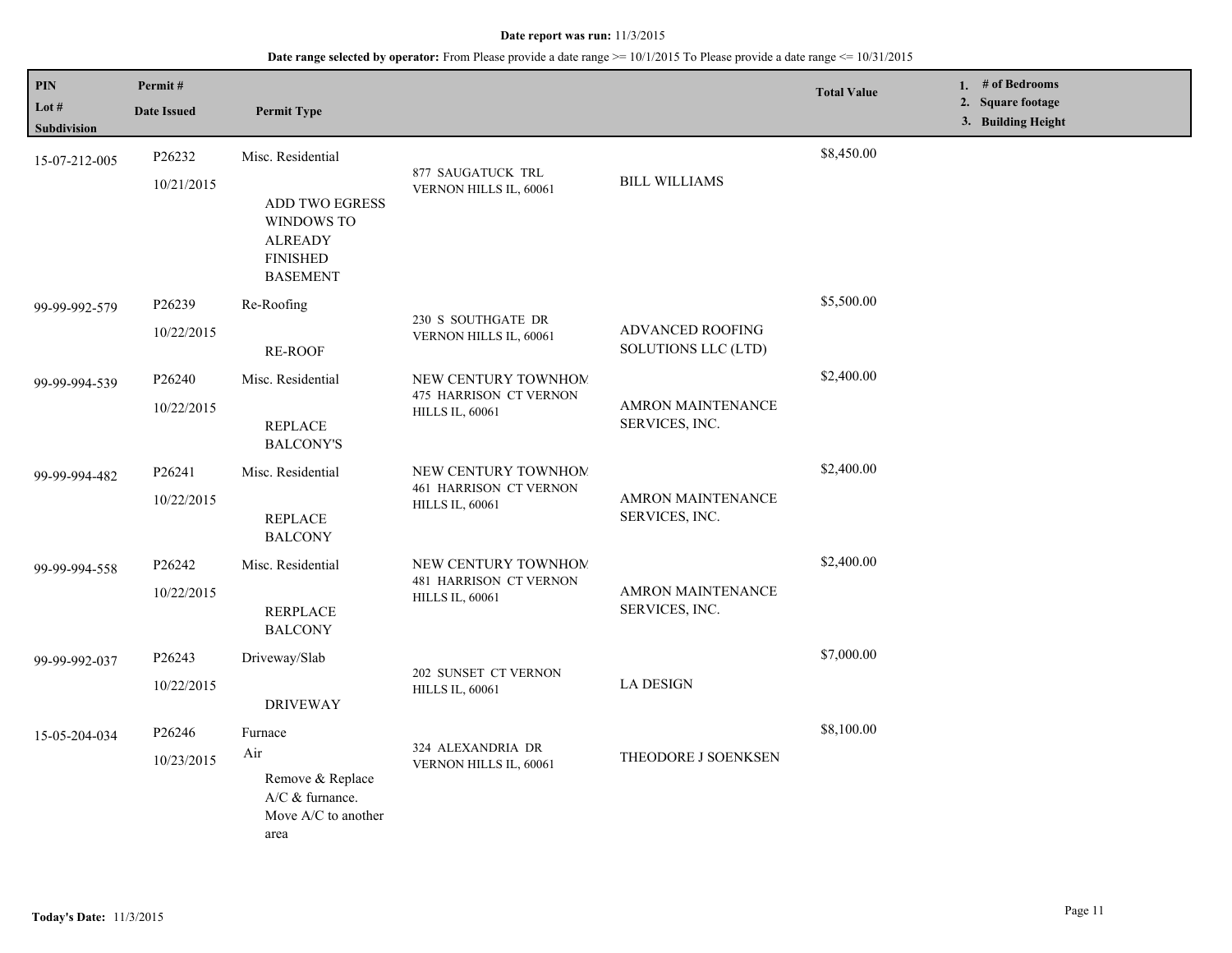**Date report was run:** 11/3/2015

**Date range selected by operator:** From Please provide a date range >= 10/1/2015 To Please provide a date range <= 10/31/2015

| PIN<br>Lot #<br>Subdivision | Permit #<br>Date Issued | Permit Type | | | Total Value | 1. # of Bedrooms<br>2. Square footage<br>3. Building Height |
|---|---|---|---|---|---|---|
| 15-07-212-005 | P26232<br>10/21/2015 | Misc. Residential<br>ADD TWO EGRESS WINDOWS TO ALREADY FINISHED BASEMENT | 877 SAUGATUCK TRL VERNON HILLS IL, 60061 | BILL WILLIAMS | $8,450.00 | |
| 99-99-992-579 | P26239<br>10/22/2015 | Re-Roofing<br>RE-ROOF | 230 S SOUTHGATE DR VERNON HILLS IL, 60061 | ADVANCED ROOFING SOLUTIONS LLC (LTD) | $5,500.00 | |
| 99-99-994-539 | P26240<br>10/22/2015 | Misc. Residential<br>REPLACE BALCONY'S | NEW CENTURY TOWNHOM<br>475 HARRISON CT VERNON HILLS IL, 60061 | AMRON MAINTENANCE SERVICES, INC. | $2,400.00 | |
| 99-99-994-482 | P26241<br>10/22/2015 | Misc. Residential<br>REPLACE BALCONY | NEW CENTURY TOWNHOM<br>461 HARRISON CT VERNON HILLS IL, 60061 | AMRON MAINTENANCE SERVICES, INC. | $2,400.00 | |
| 99-99-994-558 | P26242<br>10/22/2015 | Misc. Residential<br>RERPLACE BALCONY | NEW CENTURY TOWNHOM<br>481 HARRISON CT VERNON HILLS IL, 60061 | AMRON MAINTENANCE SERVICES, INC. | $2,400.00 | |
| 99-99-992-037 | P26243<br>10/22/2015 | Driveway/Slab<br>DRIVEWAY | 202 SUNSET CT VERNON HILLS IL, 60061 | LA DESIGN | $7,000.00 | |
| 15-05-204-034 | P26246<br>10/23/2015 | Furnace<br>Air<br>Remove & Replace A/C & furnace. Move A/C to another area | 324 ALEXANDRIA DR VERNON HILLS IL, 60061 | THEODORE J SOENKSEN | $8,100.00 | |

**Today's Date:** 11/3/2015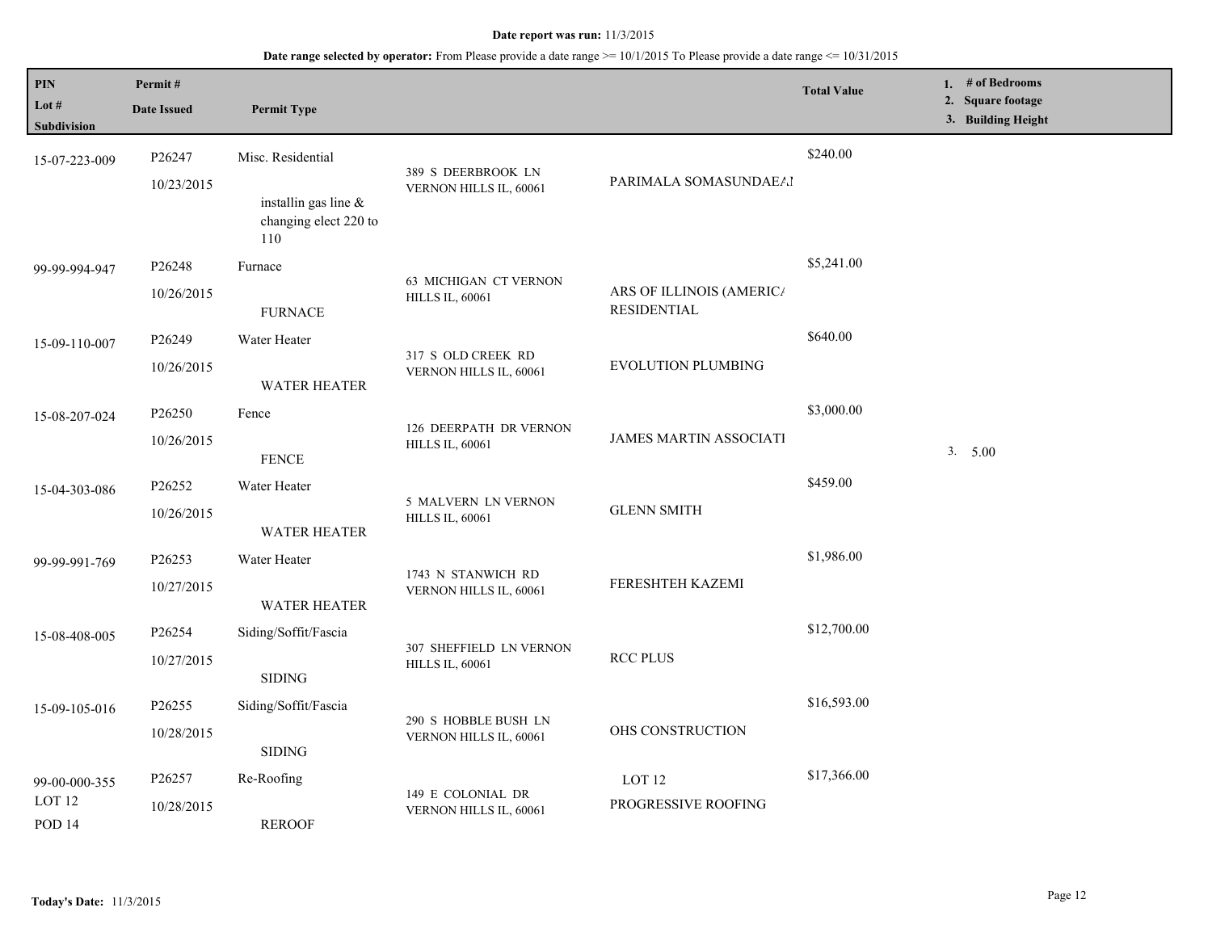**Date report was run:** 11/3/2015

**Date range selected by operator:** From Please provide a date range >= 10/1/2015 To Please provide a date range <= 10/31/2015

| PIN / Lot # / Subdivision | Permit # / Date Issued | Permit Type | | | Total Value | 1. # of Bedrooms 2. Square footage 3. Building Height |
|---|---|---|---|---|---|---|
| 15-07-223-009 | P26247 10/23/2015 | Misc. Residential installin gas line & changing elect 220 to 110 | 389 S DEERBROOK LN VERNON HILLS IL, 60061 | PARIMALA SOMASUNDAEAI | $240.00 | |
| 99-99-994-947 | P26248 10/26/2015 | Furnace FURNACE | 63 MICHIGAN CT VERNON HILLS IL, 60061 | ARS OF ILLINOIS (AMERICA RESIDENTIAL | $5,241.00 | |
| 15-09-110-007 | P26249 10/26/2015 | Water Heater WATER HEATER | 317 S OLD CREEK RD VERNON HILLS IL, 60061 | EVOLUTION PLUMBING | $640.00 | |
| 15-08-207-024 | P26250 10/26/2015 | Fence FENCE | 126 DEERPATH DR VERNON HILLS IL, 60061 | JAMES MARTIN ASSOCIATI | $3,000.00 | 3. 5.00 |
| 15-04-303-086 | P26252 10/26/2015 | Water Heater WATER HEATER | 5 MALVERN LN VERNON HILLS IL, 60061 | GLENN SMITH | $459.00 | |
| 99-99-991-769 | P26253 10/27/2015 | Water Heater WATER HEATER | 1743 N STANWICH RD VERNON HILLS IL, 60061 | FERESHTEH KAZEMI | $1,986.00 | |
| 15-08-408-005 | P26254 10/27/2015 | Siding/Soffit/Fascia SIDING | 307 SHEFFIELD LN VERNON HILLS IL, 60061 | RCC PLUS | $12,700.00 | |
| 15-09-105-016 | P26255 10/28/2015 | Siding/Soffit/Fascia SIDING | 290 S HOBBLE BUSH LN VERNON HILLS IL, 60061 | OHS CONSTRUCTION | $16,593.00 | |
| 99-00-000-355 LOT 12 POD 14 | P26257 10/28/2015 | Re-Roofing REROOF | 149 E COLONIAL DR VERNON HILLS IL, 60061 | LOT 12 PROGRESSIVE ROOFING | $17,366.00 | |

**Today's Date:** 11/3/2015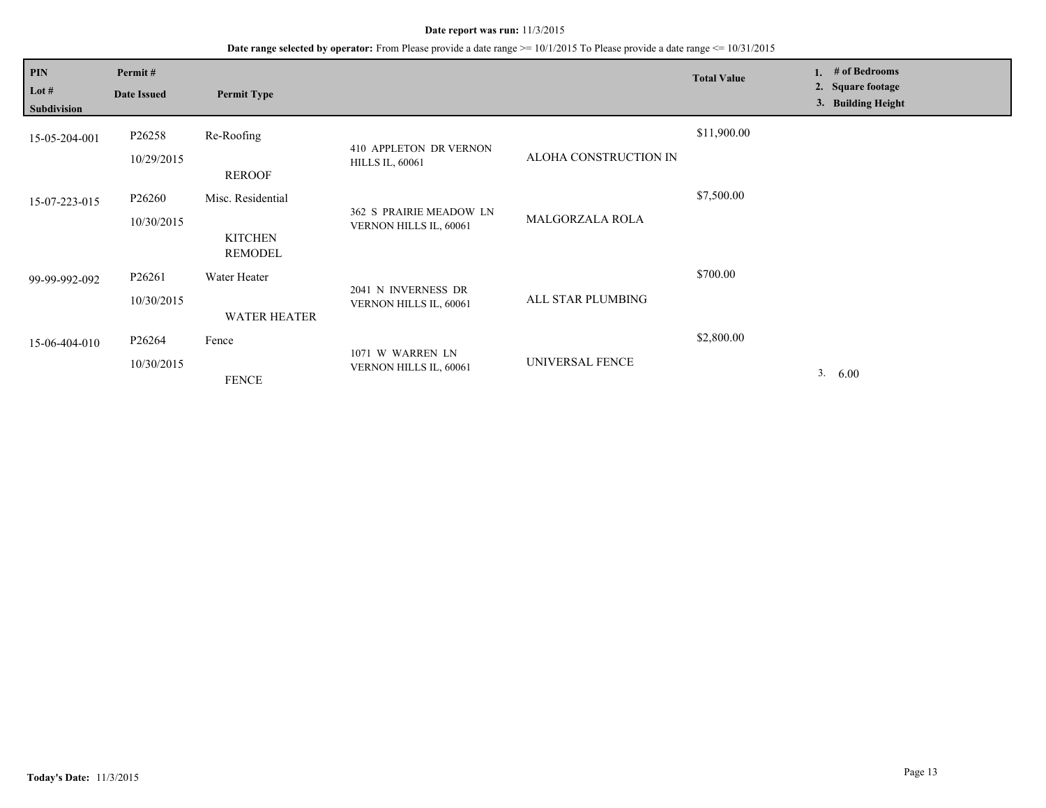**Date report was run:** 11/3/2015

**Date range selected by operator:** From Please provide a date range >= 10/1/2015 To Please provide a date range <= 10/31/2015

| PIN<br>Lot #<br>Subdivision | Permit #<br>Date Issued | Permit Type | | | Total Value | 1. # of Bedrooms<br>2. Square footage<br>3. Building Height |
|---|---|---|---|---|---|---|
| 15-05-204-001 | P26258<br>10/29/2015 | Re-Roofing<br>REROOF | 410 APPLETON DR VERNON HILLS IL, 60061 | ALOHA CONSTRUCTION IN | $11,900.00 | |
| 15-07-223-015 | P26260<br>10/30/2015 | Misc. Residential<br>KITCHEN REMODEL | 362 S PRAIRIE MEADOW LN VERNON HILLS IL, 60061 | MALGORZALA ROLA | $7,500.00 | |
| 99-99-992-092 | P26261<br>10/30/2015 | Water Heater<br>WATER HEATER | 2041 N INVERNESS DR VERNON HILLS IL, 60061 | ALL STAR PLUMBING | $700.00 | |
| 15-06-404-010 | P26264<br>10/30/2015 | Fence<br>FENCE | 1071 W WARREN LN VERNON HILLS IL, 60061 | UNIVERSAL FENCE | $2,800.00 | 3. 6.00 |

**Today's Date:** 11/3/2015